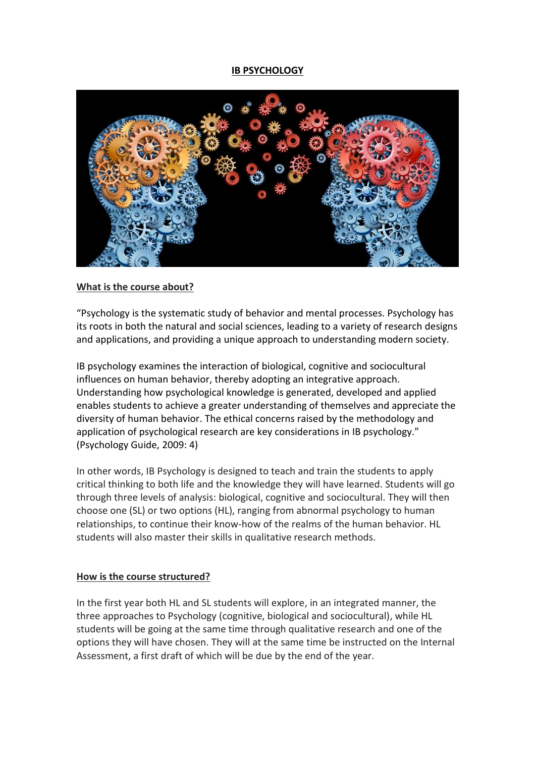# IB PSYCHOLOGY

## What is the course about?

"Psychology is the systematic study of behavior and mental processes. Psychology has its roots in both the natural and social sciences, leading to a variety of research designs and applications, and providing a unique approach to understanding modern society.

IB psychology examines the interaction of biological, cognitive and sociocultural influences on human behavior, thereby adopting an integrative approach. Understanding how psychological knowledge is generated, developed and applied enables students to achieve a greater understanding of themselves and appreciate the diversity of human behavior. The ethical concerns raised by the methodology and application of psychological research are key considerations in IB psychology." (Psychology Guide, 2009: 4)

In other words, IB Psychology is designed to teach and train the students to apply critical thinking to both life and the knowledge they will have learned. Students will go through three levels of analysis: biological, cognitive and sociocultural. They will then choose one (SL) or two options (HL), ranging from abnormal psychology to human relationships, to continue their know-how of the realms of the human behavior. HL students will also master their skills in qualitative research methods.

## How is the course structured?

In the first year both HL and SL students will explore, in an integrated manner, the three approaches to Psychology (cognitive, biological and sociocultural), while HL students will be going at the same time through qualitative research and one of the options they will have chosen. They will at the same time be instructed on the Internal Assessment, a first draft of which will be due by the end of the year.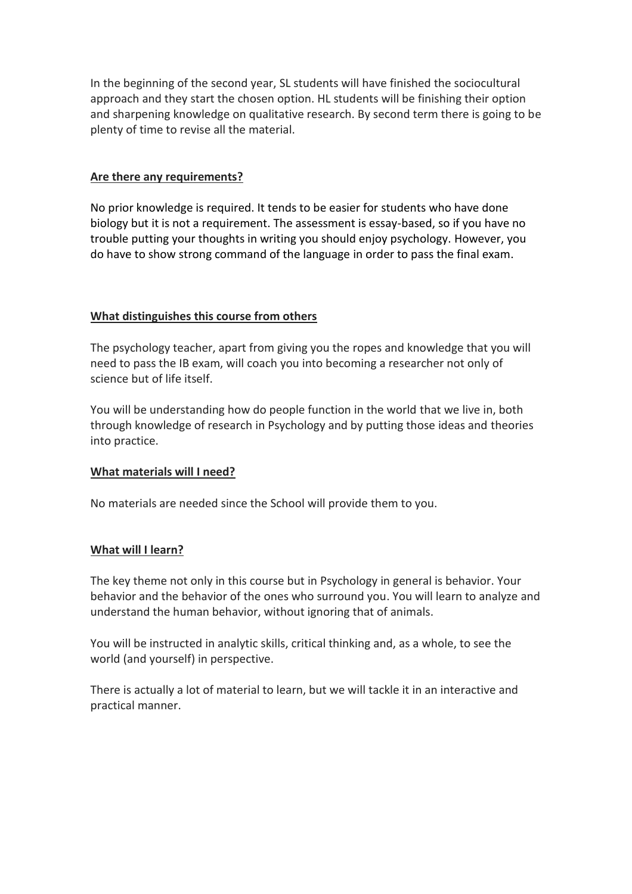In the beginning of the second year, SL students will have finished the sociocultural approach and they start the chosen option. HL students will be finishing their option and sharpening knowledge on qualitative research. By second term there is going to be plenty of time to revise all the material.

## Are there any requirements?

No prior knowledge is required. It tends to be easier for students who have done biology but it is not a requirement. The assessment is essay-based, so if you have no trouble putting your thoughts in writing you should enjoy psychology. However, you do have to show strong command of the language in order to pass the final exam.

## What distinguishes this course from others

The psychology teacher, apart from giving you the ropes and knowledge that you will need to pass the IB exam, will coach you into becoming a researcher not only of science but of life itself.

You will be understanding how do people function in the world that we live in, both through knowledge of research in Psychology and by putting those ideas and theories into practice.

## What materials will I need?

No materials are needed since the School will provide them to you.

## What will I learn?

The key theme not only in this course but in Psychology in general is behavior. Your behavior and the behavior of the ones who surround you. You will learn to analyze and understand the human behavior, without ignoring that of animals.

You will be instructed in analytic skills, critical thinking and, as a whole, to see the world (and yourself) in perspective.

There is actually a lot of material to learn, but we will tackle it in an interactive and practical manner.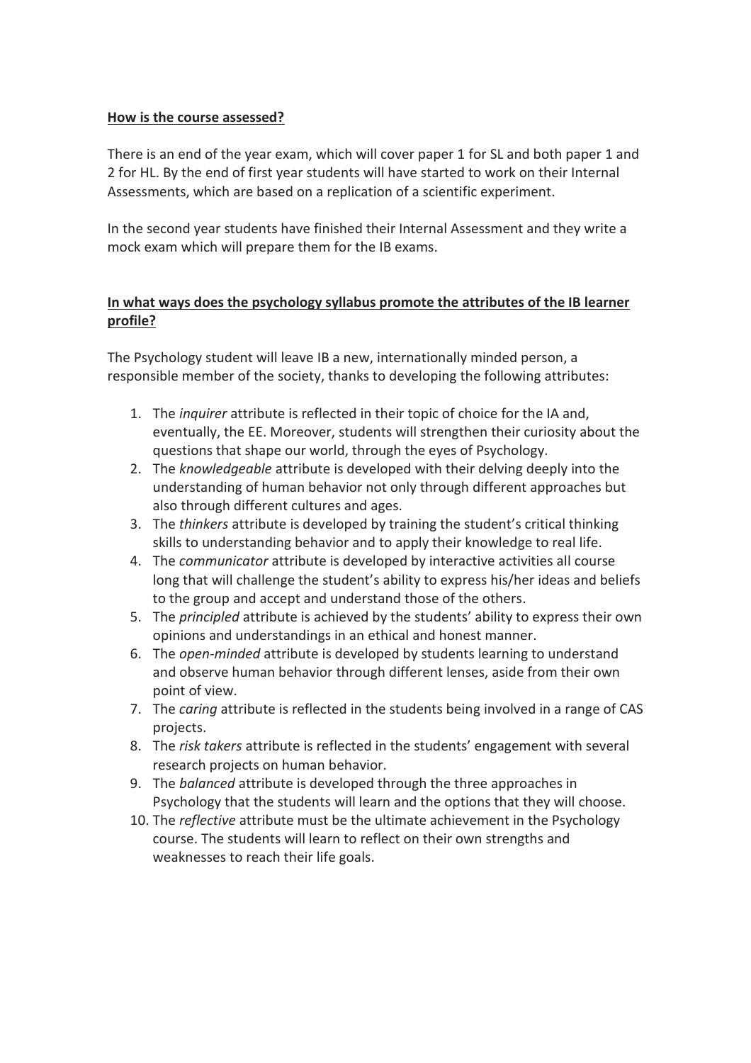**How is the course assessed?**

There is an end of the year exam, which will cover paper 1 for SL and both paper 1 and 2 for HL. By the end of first year students will have started to work on their Internal Assessments, which are based on a replication of a scientific experiment.

In the second year students have finished their Internal Assessment and they write a mock exam which will prepare them for the IB exams.

**In what ways does the psychology syllabus promote the attributes of the IB learner profile?**

The Psychology student will leave IB a new, internationally minded person, a responsible member of the society, thanks to developing the following attributes:

1. The *inquirer* attribute is reflected in their topic of choice for the IA and, eventually, the EE. Moreover, students will strengthen their curiosity about the questions that shape our world, through the eyes of Psychology.
2. The *knowledgeable* attribute is developed with their delving deeply into the understanding of human behavior not only through different approaches but also through different cultures and ages.
3. The *thinkers* attribute is developed by training the student's critical thinking skills to understanding behavior and to apply their knowledge to real life.
4. The *communicator* attribute is developed by interactive activities all course long that will challenge the student's ability to express his/her ideas and beliefs to the group and accept and understand those of the others.
5. The *principled* attribute is achieved by the students' ability to express their own opinions and understandings in an ethical and honest manner.
6. The *open-minded* attribute is developed by students learning to understand and observe human behavior through different lenses, aside from their own point of view.
7. The *caring* attribute is reflected in the students being involved in a range of CAS projects.
8. The *risk takers* attribute is reflected in the students' engagement with several research projects on human behavior.
9. The *balanced* attribute is developed through the three approaches in Psychology that the students will learn and the options that they will choose.
10. The *reflective* attribute must be the ultimate achievement in the Psychology course. The students will learn to reflect on their own strengths and weaknesses to reach their life goals.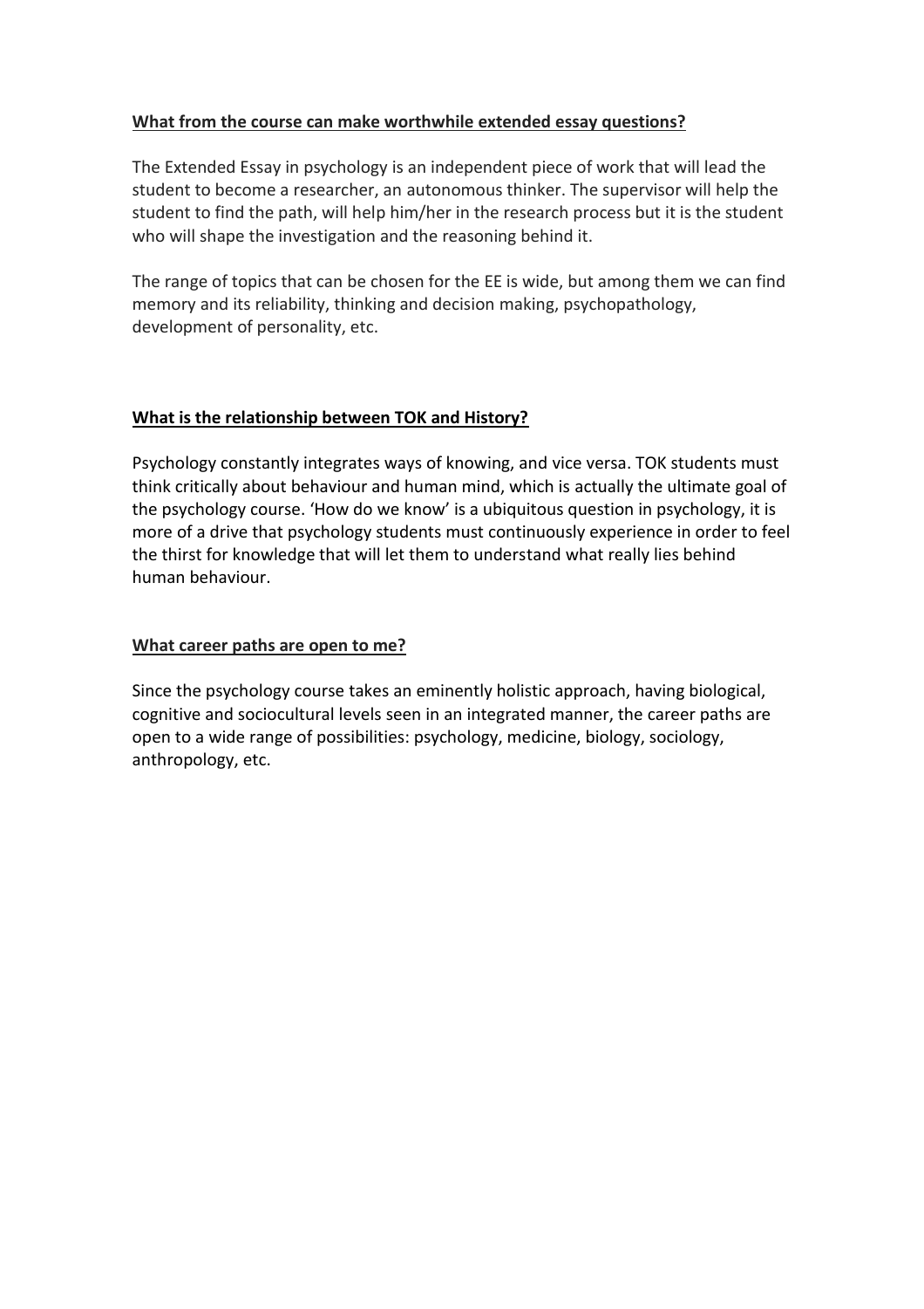**What from the course can make worthwhile extended essay questions?**

The Extended Essay in psychology is an independent piece of work that will lead the student to become a researcher, an autonomous thinker. The supervisor will help the student to find the path, will help him/her in the research process but it is the student who will shape the investigation and the reasoning behind it.

The range of topics that can be chosen for the EE is wide, but among them we can find memory and its reliability, thinking and decision making, psychopathology, development of personality, etc.

**What is the relationship between TOK and History?**

Psychology constantly integrates ways of knowing, and vice versa. TOK students must think critically about behaviour and human mind, which is actually the ultimate goal of the psychology course. 'How do we know' is a ubiquitous question in psychology, it is more of a drive that psychology students must continuously experience in order to feel the thirst for knowledge that will let them to understand what really lies behind human behaviour.

**What career paths are open to me?**

Since the psychology course takes an eminently holistic approach, having biological, cognitive and sociocultural levels seen in an integrated manner, the career paths are open to a wide range of possibilities: psychology, medicine, biology, sociology, anthropology, etc.